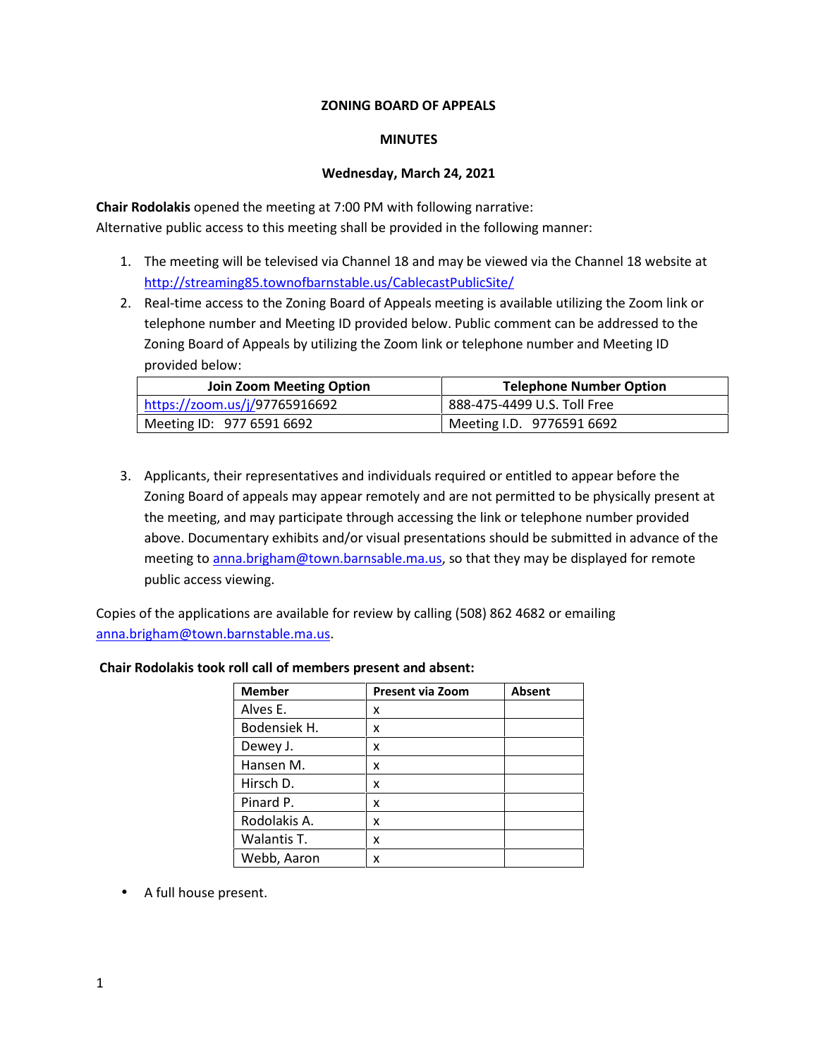# ZONING BOARD OF APPEALS

## MINUTES

### Wednesday, March 24, 2021

**Chair Rodolakis** opened the meeting at 7:00 PM with following narrative:
Alternative public access to this meeting shall be provided in the following manner:

1. The meeting will be televised via Channel 18 and may be viewed via the Channel 18 website at http://streaming85.townofbarnstable.us/CablecastPublicSite/
2. Real-time access to the Zoning Board of Appeals meeting is available utilizing the Zoom link or telephone number and Meeting ID provided below. Public comment can be addressed to the Zoning Board of Appeals by utilizing the Zoom link or telephone number and Meeting ID provided below:

| Join Zoom Meeting Option | Telephone Number Option |
|---|---|
| https://zoom.us/j/97765916692 | 888-475-4499 U.S. Toll Free |
| Meeting ID: 977 6591 6692 | Meeting I.D. 9776591 6692 |

3. Applicants, their representatives and individuals required or entitled to appear before the Zoning Board of appeals may appear remotely and are not permitted to be physically present at the meeting, and may participate through accessing the link or telephone number provided above. Documentary exhibits and/or visual presentations should be submitted in advance of the meeting to anna.brigham@town.barnsable.ma.us, so that they may be displayed for remote public access viewing.

Copies of the applications are available for review by calling (508) 862 4682 or emailing anna.brigham@town.barnstable.ma.us.

**Chair Rodolakis took roll call of members present and absent:**

| Member | Present via Zoom | Absent |
|---|---|---|
| Alves E. | x | |
| Bodensiek H. | x | |
| Dewey J. | x | |
| Hansen M. | x | |
| Hirsch D. | x | |
| Pinard P. | x | |
| Rodolakis A. | x | |
| Walantis T. | x | |
| Webb, Aaron | x | |

- A full house present.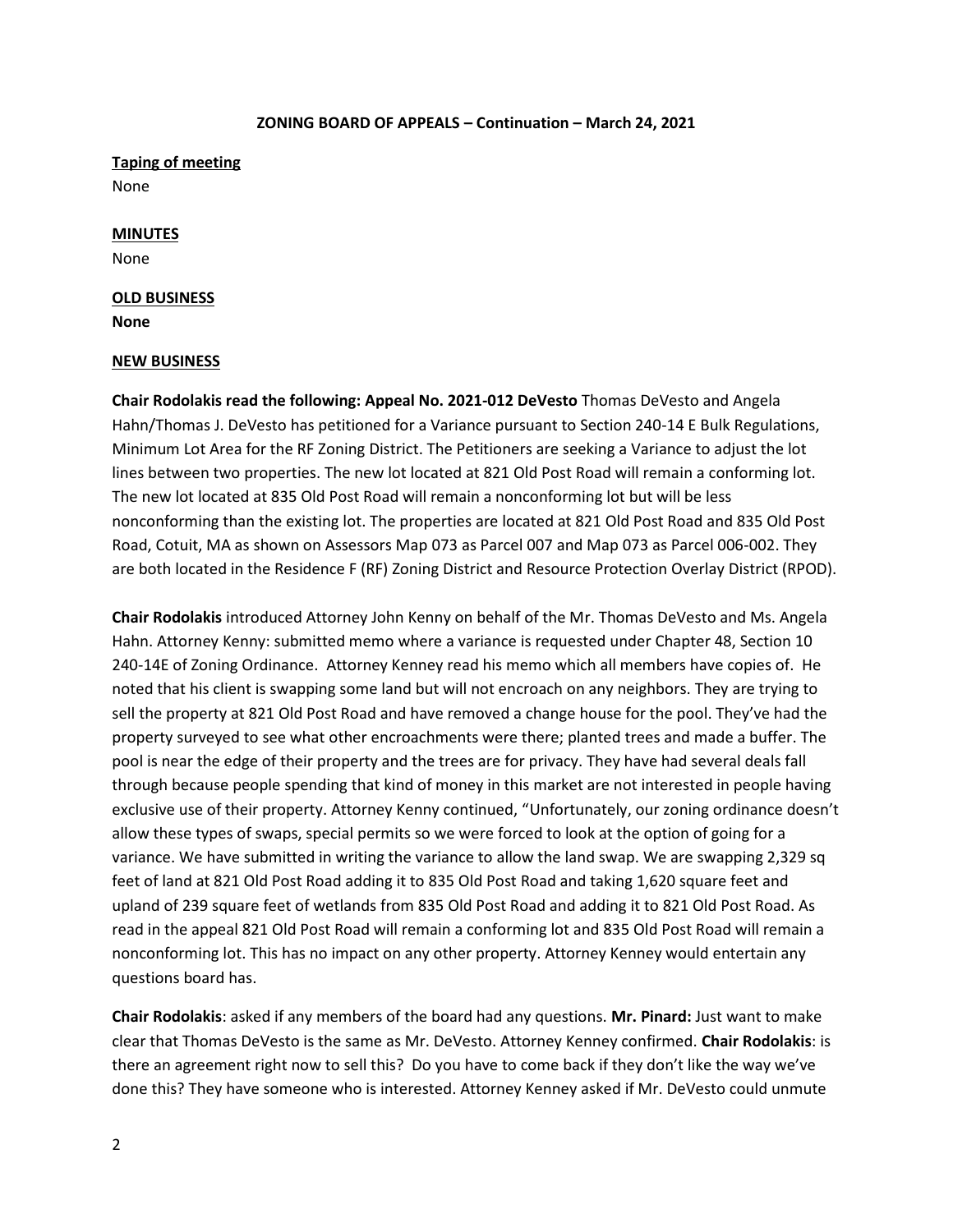**ZONING BOARD OF APPEALS – Continuation – March 24, 2021**

**Taping of meeting**

None

**MINUTES**

None

**OLD BUSINESS**

**None**

**NEW BUSINESS**

**Chair Rodolakis read the following: Appeal No. 2021-012 DeVesto** Thomas DeVesto and Angela Hahn/Thomas J. DeVesto has petitioned for a Variance pursuant to Section 240-14 E Bulk Regulations, Minimum Lot Area for the RF Zoning District. The Petitioners are seeking a Variance to adjust the lot lines between two properties. The new lot located at 821 Old Post Road will remain a conforming lot. The new lot located at 835 Old Post Road will remain a nonconforming lot but will be less nonconforming than the existing lot. The properties are located at 821 Old Post Road and 835 Old Post Road, Cotuit, MA as shown on Assessors Map 073 as Parcel 007 and Map 073 as Parcel 006-002. They are both located in the Residence F (RF) Zoning District and Resource Protection Overlay District (RPOD).

**Chair Rodolakis** introduced Attorney John Kenny on behalf of the Mr. Thomas DeVesto and Ms. Angela Hahn. Attorney Kenny: submitted memo where a variance is requested under Chapter 48, Section 10 240-14E of Zoning Ordinance. Attorney Kenney read his memo which all members have copies of. He noted that his client is swapping some land but will not encroach on any neighbors. They are trying to sell the property at 821 Old Post Road and have removed a change house for the pool. They've had the property surveyed to see what other encroachments were there; planted trees and made a buffer. The pool is near the edge of their property and the trees are for privacy. They have had several deals fall through because people spending that kind of money in this market are not interested in people having exclusive use of their property. Attorney Kenny continued, "Unfortunately, our zoning ordinance doesn't allow these types of swaps, special permits so we were forced to look at the option of going for a variance. We have submitted in writing the variance to allow the land swap. We are swapping 2,329 sq feet of land at 821 Old Post Road adding it to 835 Old Post Road and taking 1,620 square feet and upland of 239 square feet of wetlands from 835 Old Post Road and adding it to 821 Old Post Road. As read in the appeal 821 Old Post Road will remain a conforming lot and 835 Old Post Road will remain a nonconforming lot. This has no impact on any other property. Attorney Kenney would entertain any questions board has.

**Chair Rodolakis**: asked if any members of the board had any questions. **Mr. Pinard:** Just want to make clear that Thomas DeVesto is the same as Mr. DeVesto. Attorney Kenney confirmed. **Chair Rodolakis**: is there an agreement right now to sell this? Do you have to come back if they don't like the way we've done this? They have someone who is interested. Attorney Kenney asked if Mr. DeVesto could unmute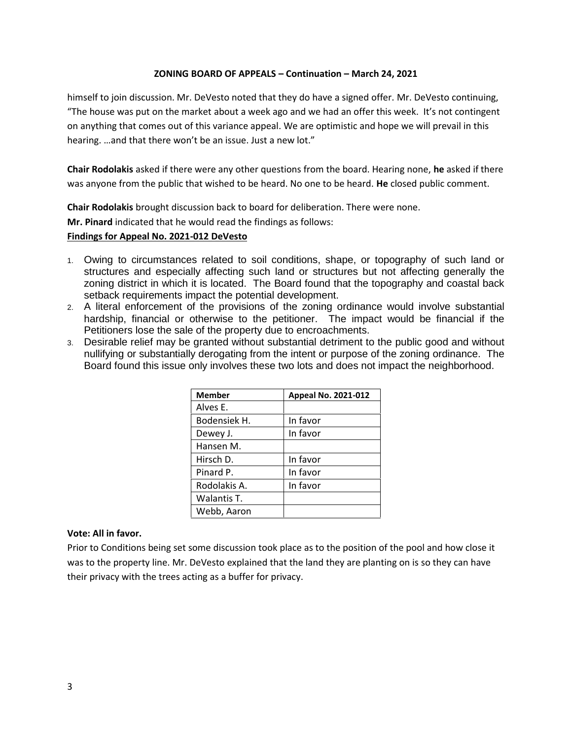himself to join discussion. Mr. DeVesto noted that they do have a signed offer. Mr. DeVesto continuing, "The house was put on the market about a week ago and we had an offer this week. It's not contingent on anything that comes out of this variance appeal. We are optimistic and hope we will prevail in this hearing. …and that there won't be an issue. Just a new lot."

**Chair Rodolakis** asked if there were any other questions from the board. Hearing none, **he** asked if there was anyone from the public that wished to be heard. No one to be heard. **He** closed public comment.

**Chair Rodolakis** brought discussion back to board for deliberation. There were none.

**Mr. Pinard** indicated that he would read the findings as follows:

**Findings for Appeal No. 2021-012 DeVesto**

1. Owing to circumstances related to soil conditions, shape, or topography of such land or structures and especially affecting such land or structures but not affecting generally the zoning district in which it is located. The Board found that the topography and coastal back setback requirements impact the potential development.
2. A literal enforcement of the provisions of the zoning ordinance would involve substantial hardship, financial or otherwise to the petitioner. The impact would be financial if the Petitioners lose the sale of the property due to encroachments.
3. Desirable relief may be granted without substantial detriment to the public good and without nullifying or substantially derogating from the intent or purpose of the zoning ordinance. The Board found this issue only involves these two lots and does not impact the neighborhood.

| Member | Appeal No. 2021-012 |
|---|---|
| Alves E. | |
| Bodensiek H. | In favor |
| Dewey J. | In favor |
| Hansen M. | |
| Hirsch D. | In favor |
| Pinard P. | In favor |
| Rodolakis A. | In favor |
| Walantis T. | |
| Webb, Aaron | |

**Vote: All in favor.**

Prior to Conditions being set some discussion took place as to the position of the pool and how close it was to the property line. Mr. DeVesto explained that the land they are planting on is so they can have their privacy with the trees acting as a buffer for privacy.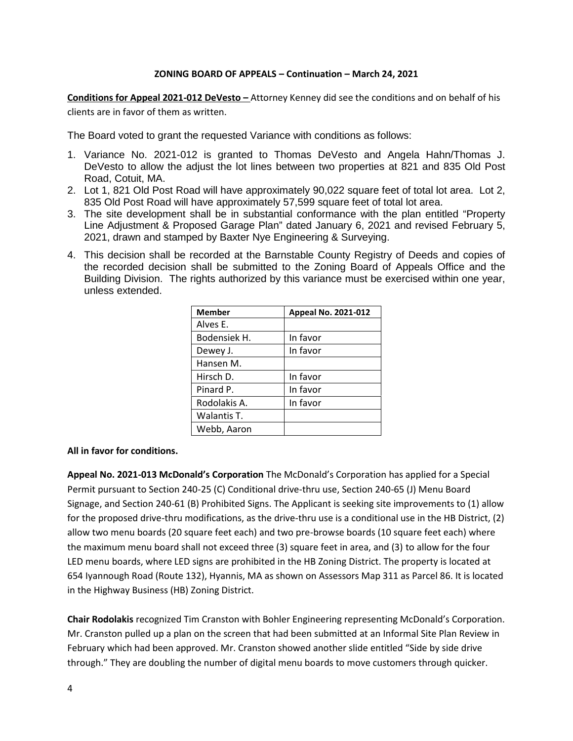**ZONING BOARD OF APPEALS – Continuation – March 24, 2021**

**Conditions for Appeal 2021-012 DeVesto –** Attorney Kenney did see the conditions and on behalf of his clients are in favor of them as written.

The Board voted to grant the requested Variance with conditions as follows:

1. Variance No. 2021-012 is granted to Thomas DeVesto and Angela Hahn/Thomas J. DeVesto to allow the adjust the lot lines between two properties at 821 and 835 Old Post Road, Cotuit, MA.
2. Lot 1, 821 Old Post Road will have approximately 90,022 square feet of total lot area. Lot 2, 835 Old Post Road will have approximately 57,599 square feet of total lot area.
3. The site development shall be in substantial conformance with the plan entitled "Property Line Adjustment & Proposed Garage Plan" dated January 6, 2021 and revised February 5, 2021, drawn and stamped by Baxter Nye Engineering & Surveying.
4. This decision shall be recorded at the Barnstable County Registry of Deeds and copies of the recorded decision shall be submitted to the Zoning Board of Appeals Office and the Building Division. The rights authorized by this variance must be exercised within one year, unless extended.

| Member | Appeal No. 2021-012 |
|---|---|
| Alves E. | |
| Bodensiek H. | In favor |
| Dewey J. | In favor |
| Hansen M. | |
| Hirsch D. | In favor |
| Pinard P. | In favor |
| Rodolakis A. | In favor |
| Walantis T. | |
| Webb, Aaron | |

**All in favor for conditions.**

**Appeal No. 2021-013 McDonald's Corporation** The McDonald's Corporation has applied for a Special Permit pursuant to Section 240-25 (C) Conditional drive-thru use, Section 240-65 (J) Menu Board Signage, and Section 240-61 (B) Prohibited Signs. The Applicant is seeking site improvements to (1) allow for the proposed drive-thru modifications, as the drive-thru use is a conditional use in the HB District, (2) allow two menu boards (20 square feet each) and two pre-browse boards (10 square feet each) where the maximum menu board shall not exceed three (3) square feet in area, and (3) to allow for the four LED menu boards, where LED signs are prohibited in the HB Zoning District. The property is located at 654 Iyannough Road (Route 132), Hyannis, MA as shown on Assessors Map 311 as Parcel 86. It is located in the Highway Business (HB) Zoning District.

**Chair Rodolakis** recognized Tim Cranston with Bohler Engineering representing McDonald's Corporation. Mr. Cranston pulled up a plan on the screen that had been submitted at an Informal Site Plan Review in February which had been approved. Mr. Cranston showed another slide entitled "Side by side drive through." They are doubling the number of digital menu boards to move customers through quicker.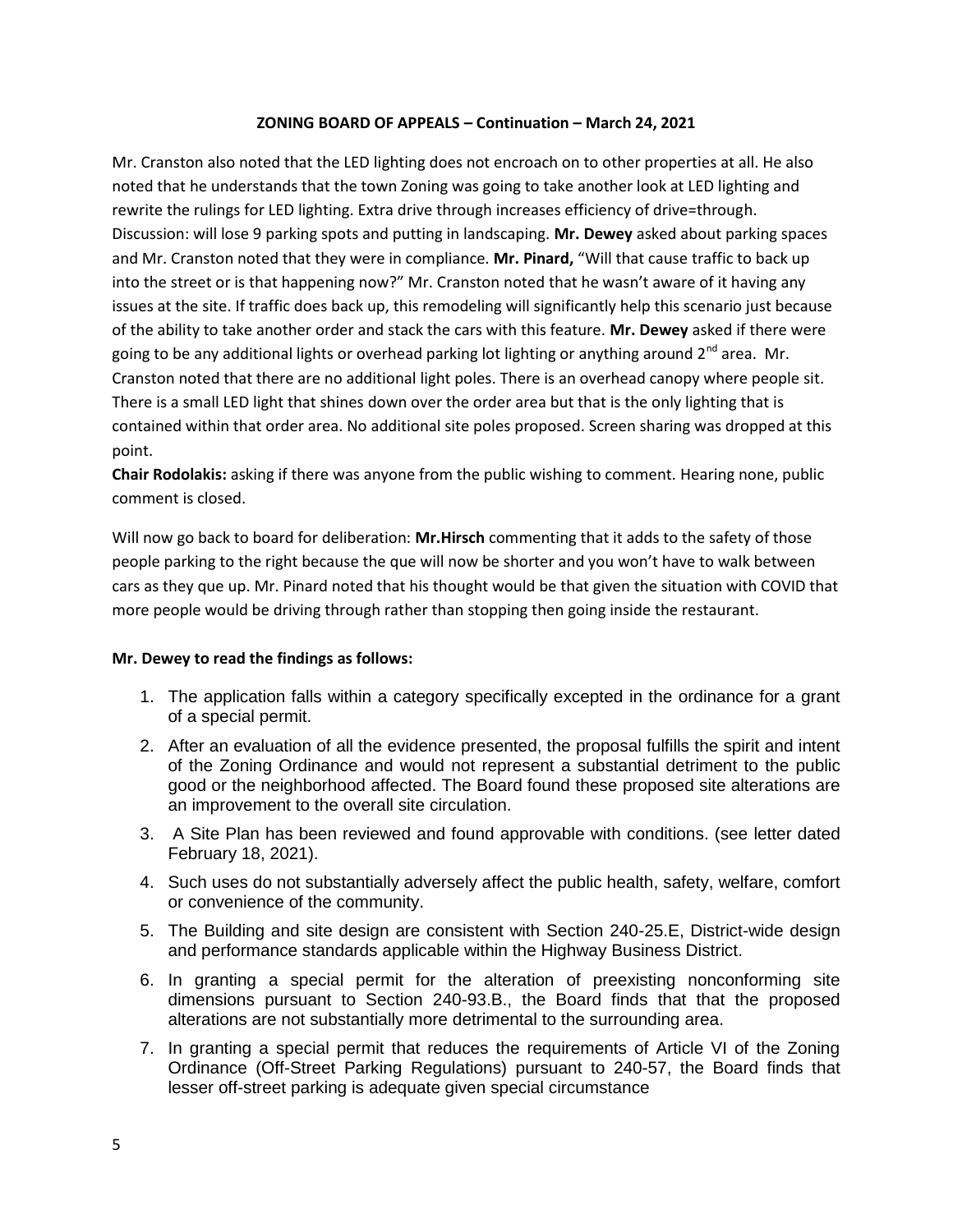**ZONING BOARD OF APPEALS – Continuation – March 24, 2021**

Mr. Cranston also noted that the LED lighting does not encroach on to other properties at all. He also noted that he understands that the town Zoning was going to take another look at LED lighting and rewrite the rulings for LED lighting. Extra drive through increases efficiency of drive=through. Discussion: will lose 9 parking spots and putting in landscaping. **Mr. Dewey** asked about parking spaces and Mr. Cranston noted that they were in compliance. **Mr. Pinard,** "Will that cause traffic to back up into the street or is that happening now?" Mr. Cranston noted that he wasn't aware of it having any issues at the site. If traffic does back up, this remodeling will significantly help this scenario just because of the ability to take another order and stack the cars with this feature. **Mr. Dewey** asked if there were going to be any additional lights or overhead parking lot lighting or anything around 2nd area. Mr. Cranston noted that there are no additional light poles. There is an overhead canopy where people sit. There is a small LED light that shines down over the order area but that is the only lighting that is contained within that order area. No additional site poles proposed. Screen sharing was dropped at this point.

**Chair Rodolakis:** asking if there was anyone from the public wishing to comment. Hearing none, public comment is closed.

Will now go back to board for deliberation: **Mr.Hirsch** commenting that it adds to the safety of those people parking to the right because the que will now be shorter and you won't have to walk between cars as they que up. Mr. Pinard noted that his thought would be that given the situation with COVID that more people would be driving through rather than stopping then going inside the restaurant.

**Mr. Dewey to read the findings as follows:**

1. The application falls within a category specifically excepted in the ordinance for a grant of a special permit.
2. After an evaluation of all the evidence presented, the proposal fulfills the spirit and intent of the Zoning Ordinance and would not represent a substantial detriment to the public good or the neighborhood affected. The Board found these proposed site alterations are an improvement to the overall site circulation.
3. A Site Plan has been reviewed and found approvable with conditions. (see letter dated February 18, 2021).
4. Such uses do not substantially adversely affect the public health, safety, welfare, comfort or convenience of the community.
5. The Building and site design are consistent with Section 240-25.E, District-wide design and performance standards applicable within the Highway Business District.
6. In granting a special permit for the alteration of preexisting nonconforming site dimensions pursuant to Section 240-93.B., the Board finds that that the proposed alterations are not substantially more detrimental to the surrounding area.
7. In granting a special permit that reduces the requirements of Article VI of the Zoning Ordinance (Off-Street Parking Regulations) pursuant to 240-57, the Board finds that lesser off-street parking is adequate given special circumstance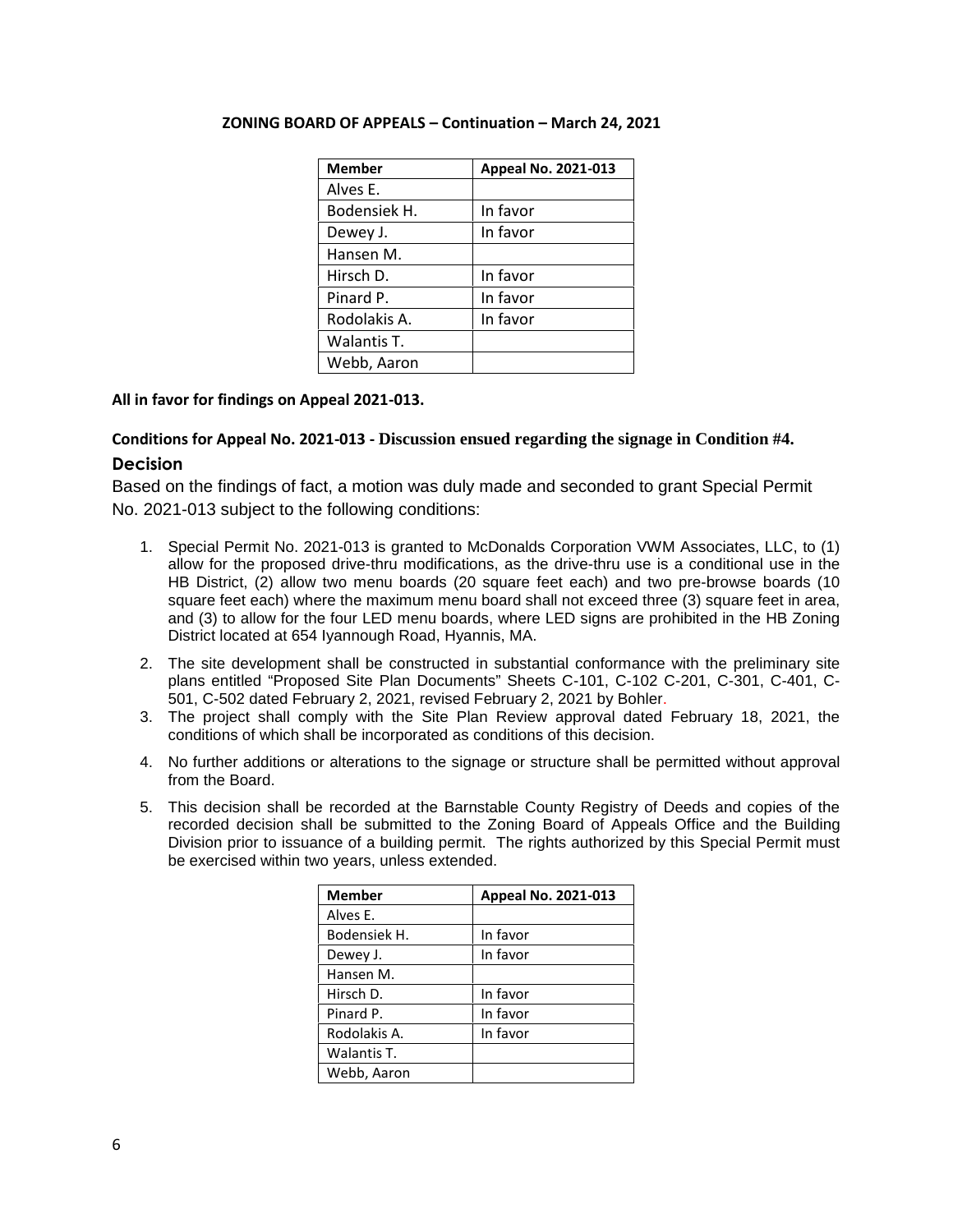**ZONING BOARD OF APPEALS – Continuation – March 24, 2021**

| Member | Appeal No. 2021-013 |
|---|---|
| Alves E. | |
| Bodensiek H. | In favor |
| Dewey J. | In favor |
| Hansen M. | |
| Hirsch D. | In favor |
| Pinard P. | In favor |
| Rodolakis A. | In favor |
| Walantis T. | |
| Webb, Aaron | |

**All in favor for findings on Appeal 2021-013.**

**Conditions for Appeal No. 2021-013 - Discussion ensued regarding the signage in Condition #4.**

### Decision

Based on the findings of fact, a motion was duly made and seconded to grant Special Permit No. 2021-013 subject to the following conditions:

1. Special Permit No. 2021-013 is granted to McDonalds Corporation VWM Associates, LLC, to (1) allow for the proposed drive-thru modifications, as the drive-thru use is a conditional use in the HB District, (2) allow two menu boards (20 square feet each) and two pre-browse boards (10 square feet each) where the maximum menu board shall not exceed three (3) square feet in area, and (3) to allow for the four LED menu boards, where LED signs are prohibited in the HB Zoning District located at 654 Iyannough Road, Hyannis, MA.
2. The site development shall be constructed in substantial conformance with the preliminary site plans entitled "Proposed Site Plan Documents" Sheets C-101, C-102 C-201, C-301, C-401, C-501, C-502 dated February 2, 2021, revised February 2, 2021 by Bohler.
3. The project shall comply with the Site Plan Review approval dated February 18, 2021, the conditions of which shall be incorporated as conditions of this decision.
4. No further additions or alterations to the signage or structure shall be permitted without approval from the Board.
5. This decision shall be recorded at the Barnstable County Registry of Deeds and copies of the recorded decision shall be submitted to the Zoning Board of Appeals Office and the Building Division prior to issuance of a building permit. The rights authorized by this Special Permit must be exercised within two years, unless extended.

| Member | Appeal No. 2021-013 |
|---|---|
| Alves E. | |
| Bodensiek H. | In favor |
| Dewey J. | In favor |
| Hansen M. | |
| Hirsch D. | In favor |
| Pinard P. | In favor |
| Rodolakis A. | In favor |
| Walantis T. | |
| Webb, Aaron | |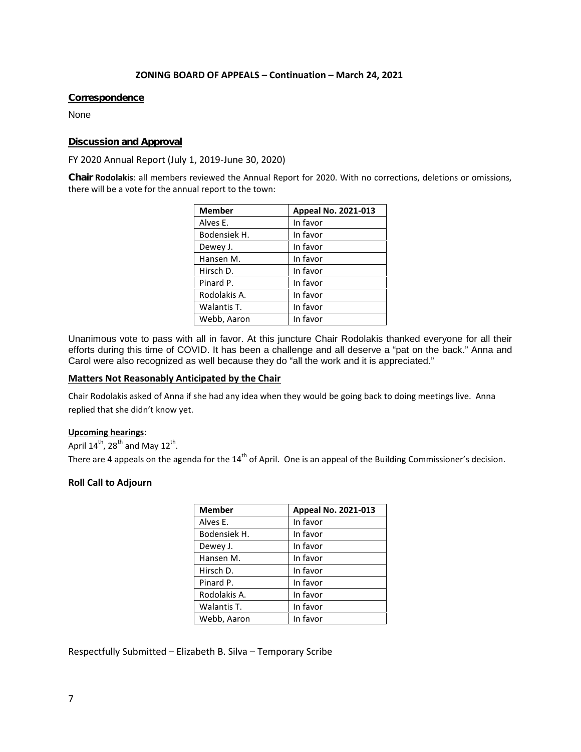**ZONING BOARD OF APPEALS – Continuation – March 24, 2021**

## Correspondence

None

## Discussion and Approval

FY 2020 Annual Report (July 1, 2019-June 30, 2020)

**Chair Rodolakis**: all members reviewed the Annual Report for 2020. With no corrections, deletions or omissions, there will be a vote for the annual report to the town:

| Member | Appeal No. 2021-013 |
|---|---|
| Alves E. | In favor |
| Bodensiek H. | In favor |
| Dewey J. | In favor |
| Hansen M. | In favor |
| Hirsch D. | In favor |
| Pinard P. | In favor |
| Rodolakis A. | In favor |
| Walantis T. | In favor |
| Webb, Aaron | In favor |

Unanimous vote to pass with all in favor. At this juncture Chair Rodolakis thanked everyone for all their efforts during this time of COVID. It has been a challenge and all deserve a "pat on the back." Anna and Carol were also recognized as well because they do "all the work and it is appreciated."

## Matters Not Reasonably Anticipated by the Chair

Chair Rodolakis asked of Anna if she had any idea when they would be going back to doing meetings live. Anna replied that she didn't know yet.

**Upcoming hearings**:

April 14th, 28th and May 12th.

There are 4 appeals on the agenda for the 14th of April. One is an appeal of the Building Commissioner's decision.

## Roll Call to Adjourn

| Member | Appeal No. 2021-013 |
|---|---|
| Alves E. | In favor |
| Bodensiek H. | In favor |
| Dewey J. | In favor |
| Hansen M. | In favor |
| Hirsch D. | In favor |
| Pinard P. | In favor |
| Rodolakis A. | In favor |
| Walantis T. | In favor |
| Webb, Aaron | In favor |

Respectfully Submitted – Elizabeth B. Silva – Temporary Scribe